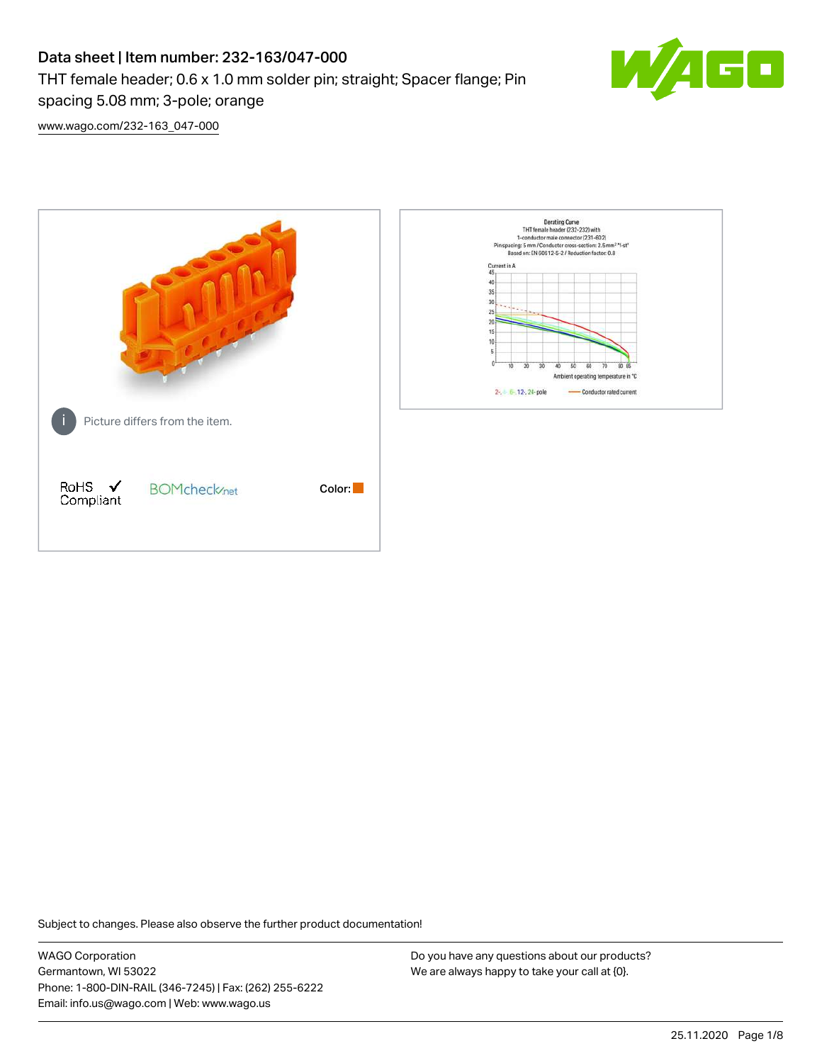# Data sheet | Item number: 232-163/047-000

THT female header; 0.6 x 1.0 mm solder pin; straight; Spacer flange; Pin spacing 5.08 mm; 3-pole; orange

www.wago.com/232-163_047-000

Picture differs from the item.

RoHS ✓ Compliant

BOMcheck.net

Color:

Subject to changes. Please also observe the further product documentation!

WAGO Corporation
Germantown, WI 53022
Phone: 1-800-DIN-RAIL (346-7245) | Fax: (262) 255-6222
Email: info.us@wago.com | Web: www.wago.us

Do you have any questions about our products?
We are always happy to take your call at {0}.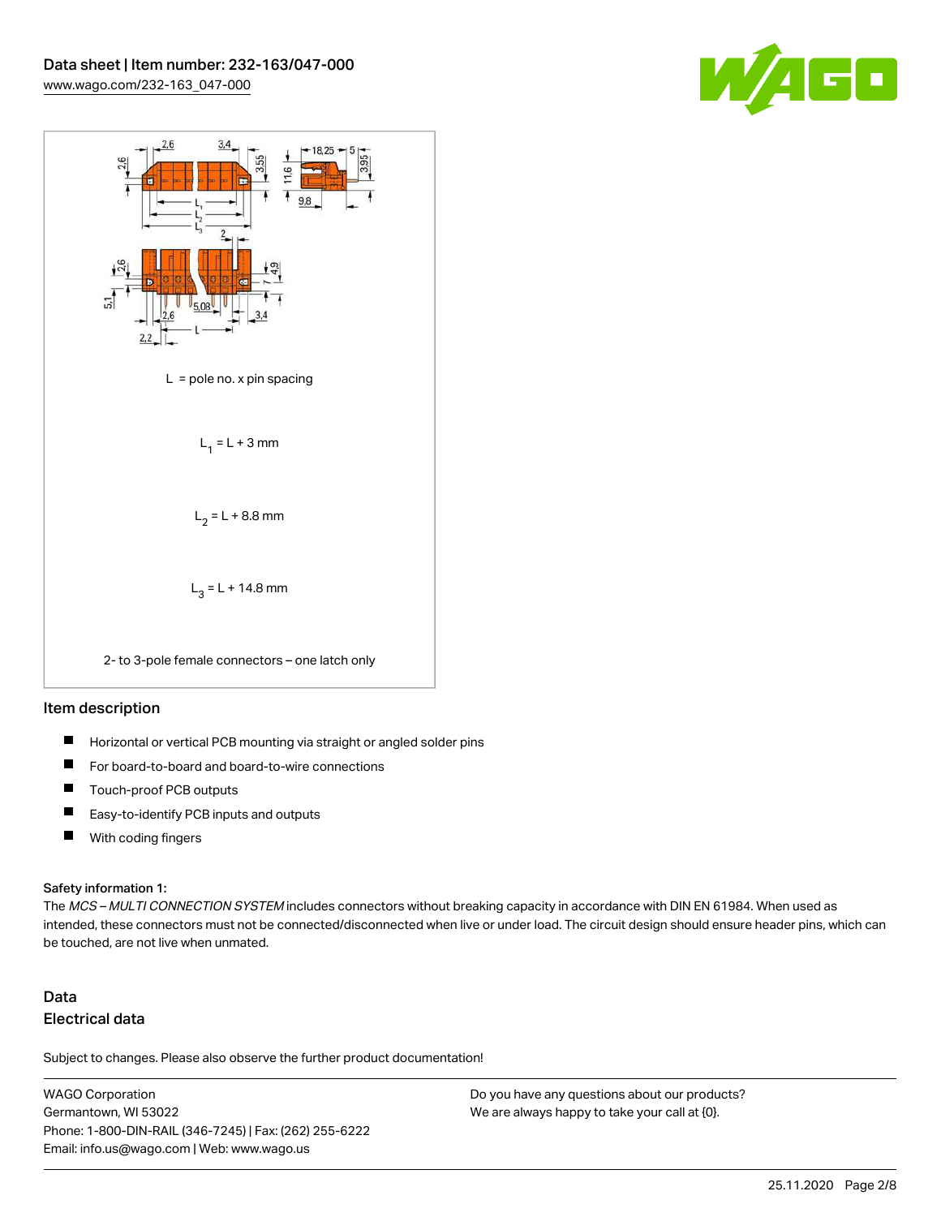L = pole no. x pin spacing

$L_1 = L + 3$ mm

$L_2 = L + 8.8$ mm

$L_3 = L + 14.8$ mm

2- to 3-pole female connectors – one latch only

## Item description

- Horizontal or vertical PCB mounting via straight or angled solder pins
- For board-to-board and board-to-wire connections
- Touch-proof PCB outputs
- Easy-to-identify PCB inputs and outputs
- With coding fingers

Safety information 1:
The *MCS – MULTI CONNECTION SYSTEM* includes connectors without breaking capacity in accordance with DIN EN 61984. When used as intended, these connectors must not be connected/disconnected when live or under load. The circuit design should ensure header pins, which can be touched, are not live when unmated.

## Data

### Electrical data

Subject to changes. Please also observe the further product documentation!

WAGO Corporation
Germantown, WI 53022
Phone: 1-800-DIN-RAIL (346-7245) | Fax: (262) 255-6222
Email: info.us@wago.com | Web: www.wago.us

Do you have any questions about our products?
We are always happy to take your call at {0}.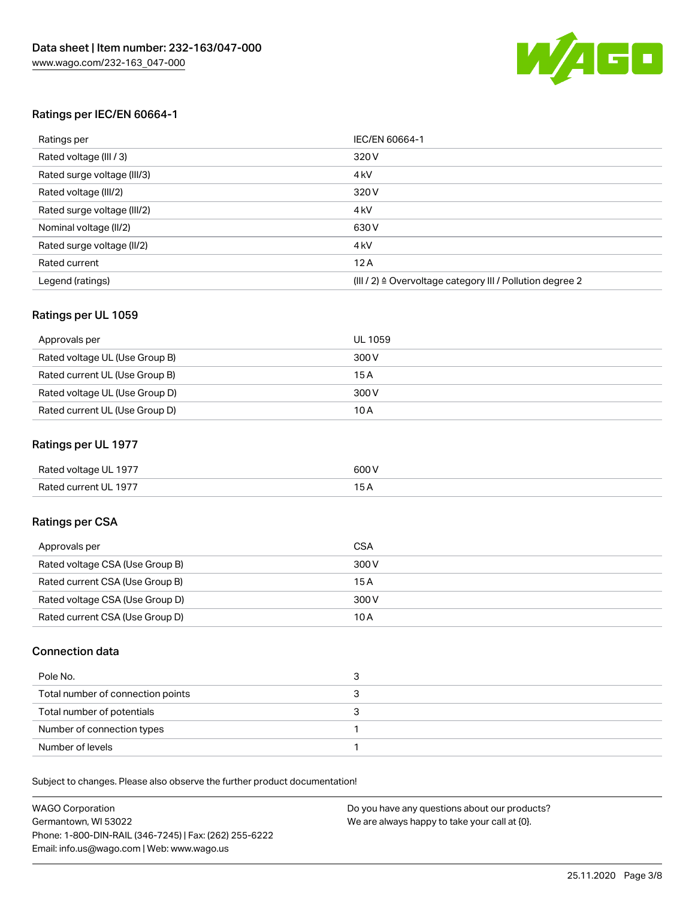## Ratings per IEC/EN 60664-1

| Ratings per | IEC/EN 60664-1 |
| --- | --- |
| Rated voltage (III / 3) | 320 V |
| Rated surge voltage (III/3) | 4 kV |
| Rated voltage (III/2) | 320 V |
| Rated surge voltage (III/2) | 4 kV |
| Nominal voltage (II/2) | 630 V |
| Rated surge voltage (II/2) | 4 kV |
| Rated current | 12 A |
| Legend (ratings) | (III / 2) ≙ Overvoltage category III / Pollution degree 2 |

## Ratings per UL 1059

| Approvals per | UL 1059 |
| --- | --- |
| Rated voltage UL (Use Group B) | 300 V |
| Rated current UL (Use Group B) | 15 A |
| Rated voltage UL (Use Group D) | 300 V |
| Rated current UL (Use Group D) | 10 A |

## Ratings per UL 1977

| Rated voltage UL 1977 | 600 V |
| --- | --- |
| Rated current UL 1977 | 15 A |

## Ratings per CSA

| Approvals per | CSA |
| --- | --- |
| Rated voltage CSA (Use Group B) | 300 V |
| Rated current CSA (Use Group B) | 15 A |
| Rated voltage CSA (Use Group D) | 300 V |
| Rated current CSA (Use Group D) | 10 A |

## Connection data

| Pole No. | 3 |
| --- | --- |
| Total number of connection points | 3 |
| Total number of potentials | 3 |
| Number of connection types | 1 |
| Number of levels | 1 |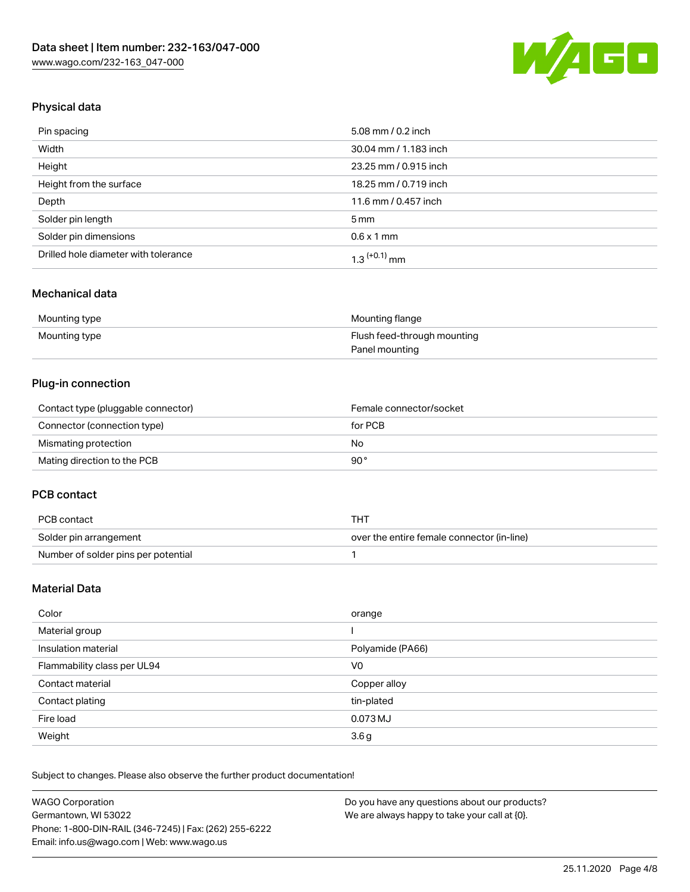## Physical data

| | |
|---|---|
| Pin spacing | 5.08 mm / 0.2 inch |
| Width | 30.04 mm / 1.183 inch |
| Height | 23.25 mm / 0.915 inch |
| Height from the surface | 18.25 mm / 0.719 inch |
| Depth | 11.6 mm / 0.457 inch |
| Solder pin length | 5 mm |
| Solder pin dimensions | 0.6 x 1 mm |
| Drilled hole diameter with tolerance | $1.3^{(+0.1)}$ mm |

## Mechanical data

| | |
|---|---|
| Mounting type | Mounting flange |
| Mounting type | Flush feed-through mounting<br>Panel mounting |

## Plug-in connection

| | |
|---|---|
| Contact type (pluggable connector) | Female connector/socket |
| Connector (connection type) | for PCB |
| Mismating protection | No |
| Mating direction to the PCB | 90° |

## PCB contact

| | |
|---|---|
| PCB contact | THT |
| Solder pin arrangement | over the entire female connector (in-line) |
| Number of solder pins per potential | 1 |

## Material Data

| | |
|---|---|
| Color | orange |
| Material group | I |
| Insulation material | Polyamide (PA66) |
| Flammability class per UL94 | V0 |
| Contact material | Copper alloy |
| Contact plating | tin-plated |
| Fire load | 0.073 MJ |
| Weight | 3.6 g |

Subject to changes. Please also observe the further product documentation!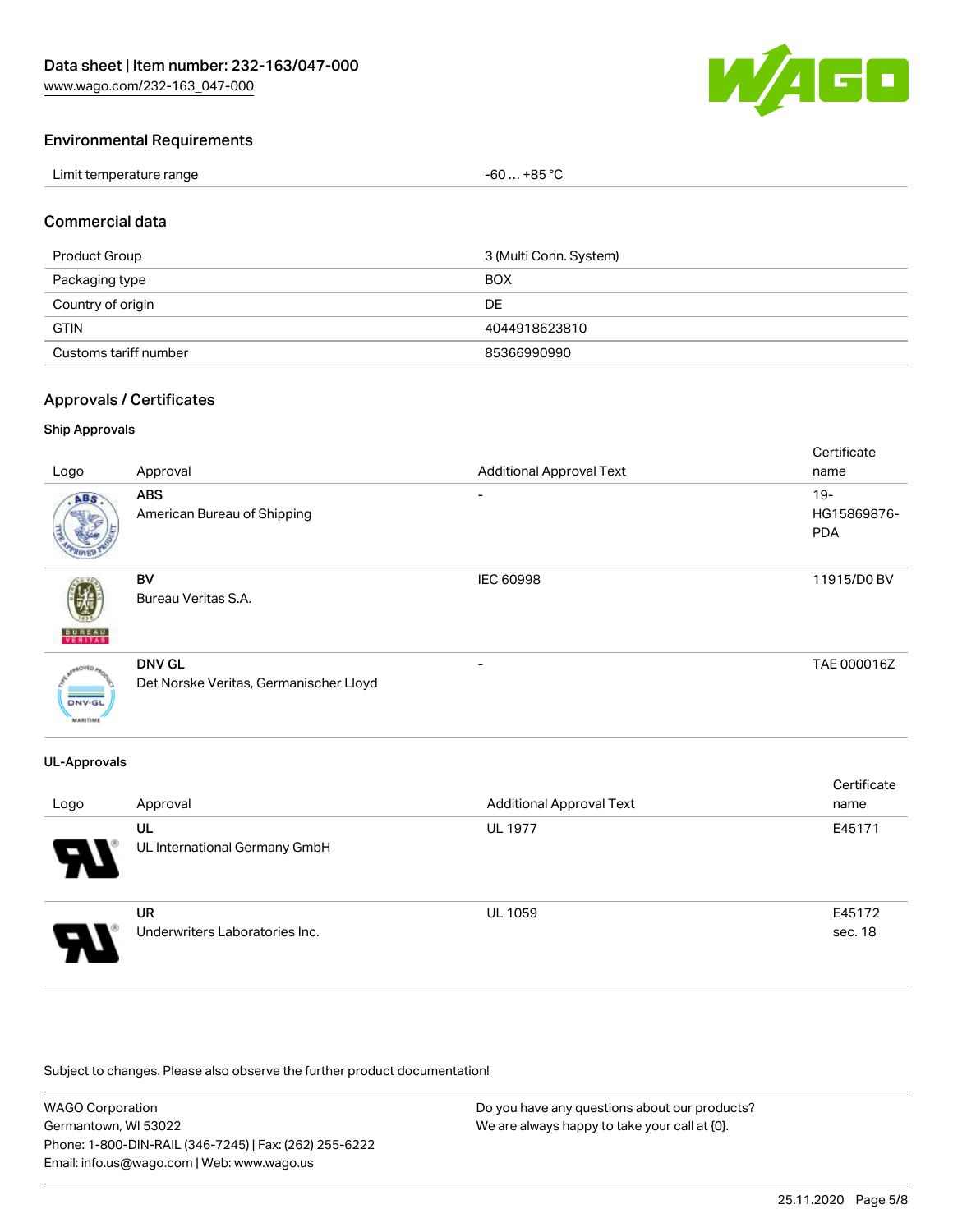## Environmental Requirements

| Limit temperature range | -60 … +85 °C |
| --- | --- |

## Commercial data

| Product Group | 3 (Multi Conn. System) |
| --- | --- |
| Packaging type | BOX |
| Country of origin | DE |
| GTIN | 4044918623810 |
| Customs tariff number | 85366990990 |

## Approvals / Certificates

### Ship Approvals

| Logo | Approval | Additional Approval Text | Certificate name |
| --- | --- | --- | --- |
| | **ABS**<br>American Bureau of Shipping | - | 19-HG15869876-PDA |
| | **BV**<br>Bureau Veritas S.A. | IEC 60998 | 11915/D0 BV |
| | **DNV GL**<br>Det Norske Veritas, Germanischer Lloyd | - | TAE 000016Z |

### UL-Approvals

| Logo | Approval | Additional Approval Text | Certificate name |
| --- | --- | --- | --- |
| | **UL**<br>UL International Germany GmbH | UL 1977 | E45171 |
| | **UR**<br>Underwriters Laboratories Inc. | UL 1059 | E45172 sec. 18 |

Subject to changes. Please also observe the further product documentation!

WAGO Corporation
Germantown, WI 53022
Phone: 1-800-DIN-RAIL (346-7245) | Fax: (262) 255-6222
Email: info.us@wago.com | Web: www.wago.us

Do you have any questions about our products?
We are always happy to take your call at {0}.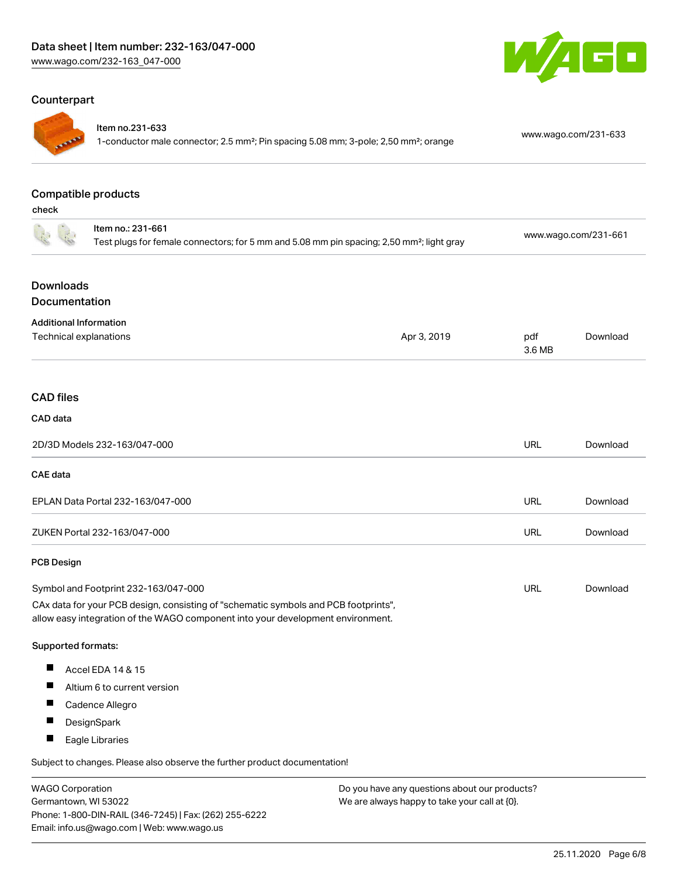## Counterpart

| | | |
|---|---|---|
| Item no.231-633<br>1-conductor male connector; 2.5 mm²; Pin spacing 5.08 mm; 3-pole; 2,50 mm²; orange | | www.wago.com/231-633 |

## Compatible products

check

| | | |
|---|---|---|
| Item no.: 231-661<br>Test plugs for female connectors; for 5 mm and 5.08 mm pin spacing; 2,50 mm²; light gray | | www.wago.com/231-661 |

## Downloads

## Documentation

**Additional Information**

| | | | |
|---|---|---|---|
| Technical explanations | Apr 3, 2019 | pdf<br>3.6 MB | Download |

## CAD files

**CAD data**

| | | |
|---|---|---|
| 2D/3D Models 232-163/047-000 | URL | Download |

**CAE data**

| | | |
|---|---|---|
| EPLAN Data Portal 232-163/047-000 | URL | Download |
| ZUKEN Portal 232-163/047-000 | URL | Download |

**PCB Design**

| | | |
|---|---|---|
| Symbol and Footprint 232-163/047-000 | URL | Download |

CAx data for your PCB design, consisting of "schematic symbols and PCB footprints", allow easy integration of the WAGO component into your development environment.

**Supported formats:**

- Accel EDA 14 & 15
- Altium 6 to current version
- Cadence Allegro
- DesignSpark
- Eagle Libraries

Subject to changes. Please also observe the further product documentation!

WAGO Corporation
Germantown, WI 53022
Phone: 1-800-DIN-RAIL (346-7245) | Fax: (262) 255-6222
Email: info.us@wago.com | Web: www.wago.us

Do you have any questions about our products?
We are always happy to take your call at {0}.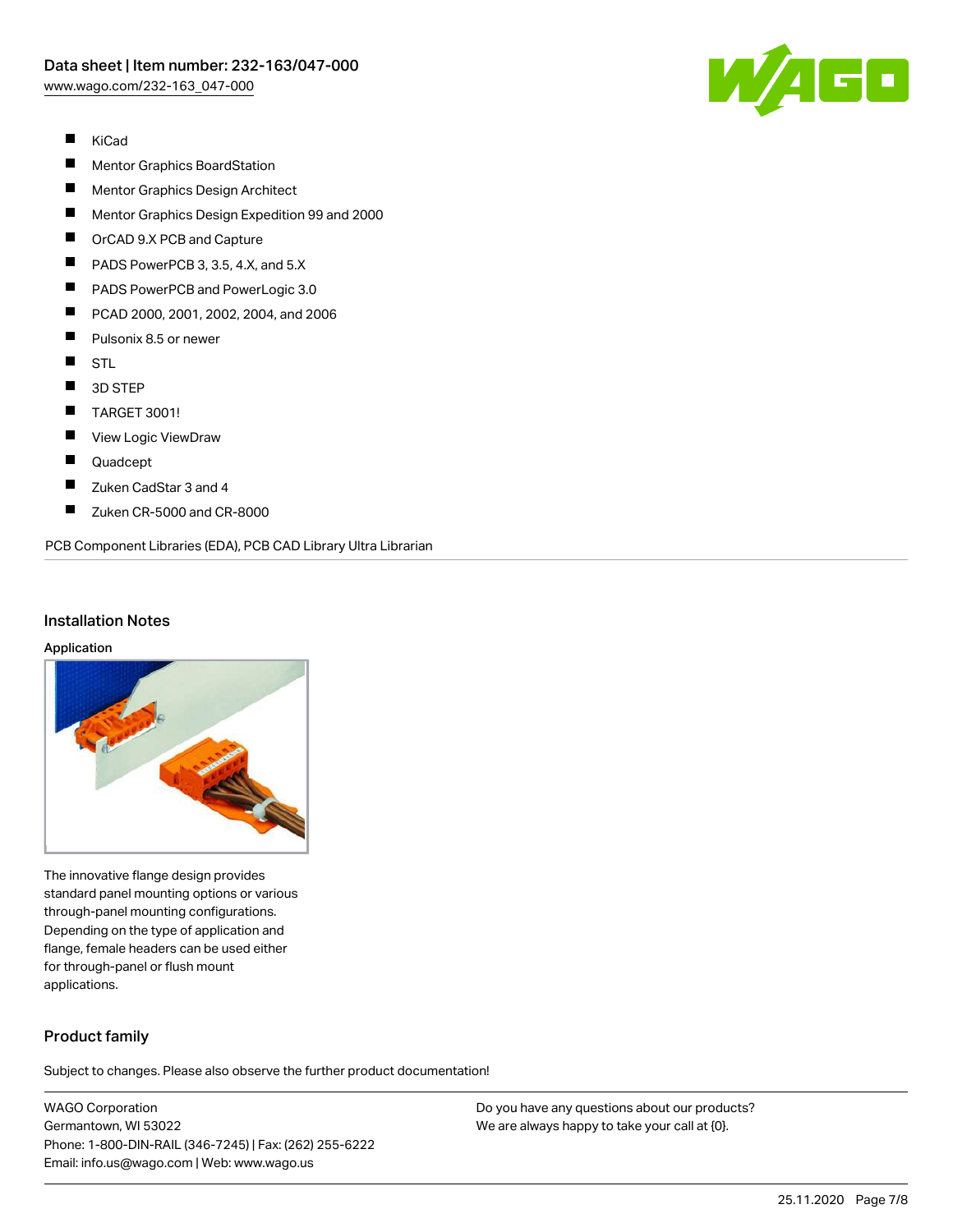- KiCad
- Mentor Graphics BoardStation
- Mentor Graphics Design Architect
- Mentor Graphics Design Expedition 99 and 2000
- OrCAD 9.X PCB and Capture
- PADS PowerPCB 3, 3.5, 4.X, and 5.X
- PADS PowerPCB and PowerLogic 3.0
- PCAD 2000, 2001, 2002, 2004, and 2006
- Pulsonix 8.5 or newer
- STL
- 3D STEP
- TARGET 3001!
- View Logic ViewDraw
- Quadcept
- Zuken CadStar 3 and 4
- Zuken CR-5000 and CR-8000

PCB Component Libraries (EDA), PCB CAD Library Ultra Librarian

## Installation Notes

### Application

The innovative flange design provides standard panel mounting options or various through-panel mounting configurations. Depending on the type of application and flange, female headers can be used either for through-panel or flush mount applications.

## Product family

Subject to changes. Please also observe the further product documentation!

WAGO Corporation
Germantown, WI 53022
Phone: 1-800-DIN-RAIL (346-7245) | Fax: (262) 255-6222
Email: info.us@wago.com | Web: www.wago.us

Do you have any questions about our products?
We are always happy to take your call at {0}.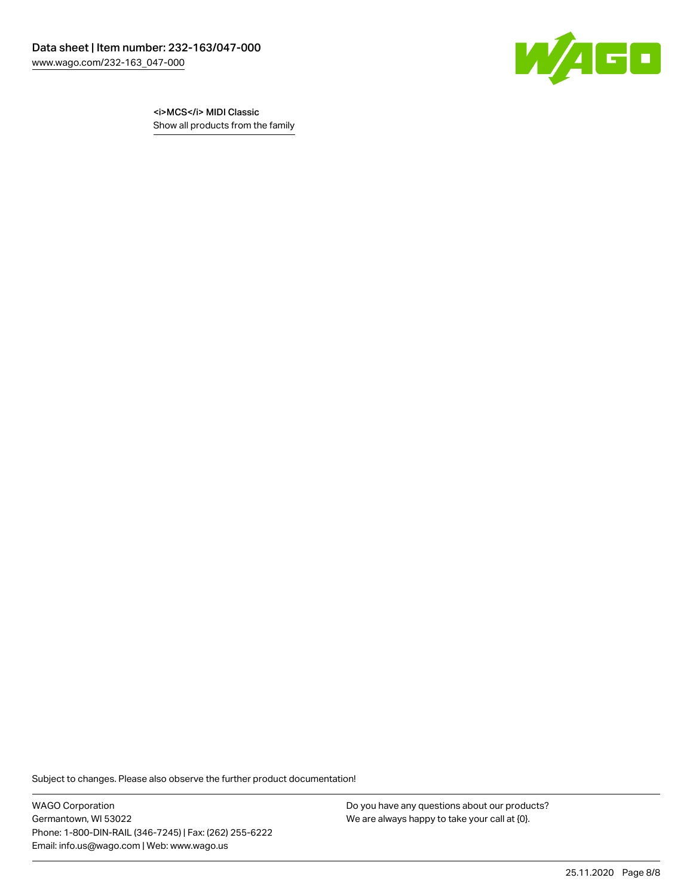<i>MCS</i> MIDI Classic
Show all products from the family

Subject to changes. Please also observe the further product documentation!

WAGO Corporation
Germantown, WI 53022
Phone: 1-800-DIN-RAIL (346-7245) | Fax: (262) 255-6222
Email: info.us@wago.com | Web: www.wago.us

Do you have any questions about our products?
We are always happy to take your call at {0}.